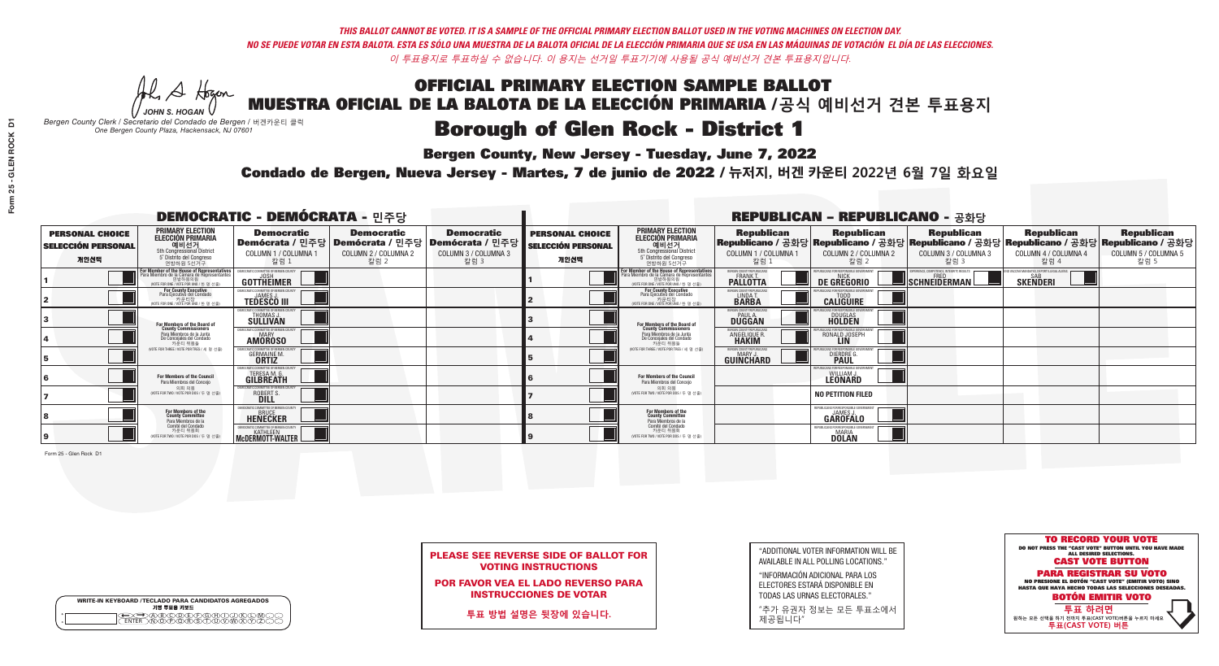*THIS BALLOT CANNOT BE VOTED. IT IS A SAMPLE OF THE OFFICIAL PRIMARY ELECTION BALLOT USED IN THE VOTING MACHINES ON ELECTION DAY.*

*NO SE PUEDE VOTAR EN ESTA BALOTA. ESTA ES SÓLO UNA MUESTRA DE LA BALOTA OFICIAL DE LA ELECCIÓN PRIMARIA QUE SE USA EN LAS MÁQUINAS DE VOTACIÓN EL DÍA DE LAS ELECCIONES.*

*이 투표용지로 투표하실 수 없습니다. 이 용지는 선거일 투표기기에 사용될 공식 예비선거 견본 투표용지입니다.*

JOHN S. HOGAN
*Bergen County Clerk / Secretario del Condado de Bergen / 버겐카운티 클럭*
*One Bergen County Plaza, Hackensack, NJ 07601*

# OFFICIAL PRIMARY ELECTION SAMPLE BALLOT
# MUESTRA OFICIAL DE LA BALOTA DE LA ELECCIÓN PRIMARIA /공식 예비선거 견본 투표용지

## Borough of Glen Rock - District 1

**Bergen County, New Jersey - Tuesday, June 7, 2022**

**Condado de Bergen, Nueva Jersey - Martes, 7 de junio de 2022 / 뉴저지, 버겐 카운티 2022년 6월 7일 화요일**

### DEMOCRATIC - DEMÓCRATA - 민주당

| PERSONAL CHOICE / SELECCIÓN PERSONAL / 개인선택 | PRIMARY ELECTION / ELECCIÓN PRIMARIA / 예비선거 (5th Congressional District / 5° Distrito del Congreso / 연방하원 5선거구) | Democratic / Demócrata / 민주당 COLUMN 1 / COLUMNA 1 / 칼럼 1 | Democratic / Demócrata / 민주당 COLUMN 2 / COLUMNA 2 / 칼럼 2 | Democratic / Demócrata / 민주당 COLUMN 3 / COLUMNA 3 / 칼럼 3 |
|---|---|---|---|---|
| 1 | For Member of the House of Representatives / Para Miembro de la Cámara de Representantes / 연방하원의원 (VOTE FOR ONE / VOTE POR UNO / 한 명 선출) | JOSH GOTTHEIMER | | |
| 2 | For County Executive / Para Ejecutivo del Condado / 카운티장 (VOTE FOR ONE / VOTE POR UNO / 한 명 선출) | JAMES J. TEDESCO III | | |
| 3 | For Members of the Board of County Commissioners / Para Miembros de la Junta De Concejales del Condado / 카운티 위원들 (VOTE FOR THREE / VOTE POR TRES / 세 명 선출) | THOMAS J. SULLIVAN | | |
| 4 | | MARY AMOROSO | | |
| 5 | | GERMAINE M. ORTIZ | | |
| 6 | For Members of the Council / Para Miembros del Concejo / 의회 의원 (VOTE FOR TWO / VOTE POR DOS / 두 명 선출) | TERESA M. G. GILBREATH | | |
| 7 | | ROBERT S. DILL | | |
| 8 | For Members of the County Committee / Para Miembros de la Comité del Condado / 카운티 위원회 (VOTE FOR TWO / VOTE POR DOS / 두 명 선출) | BRUCE HENECKER | | |
| 9 | | KATHLEEN McDERMOTT-WALTER | | |

### REPUBLICAN - REPUBLICANO - 공화당

| PERSONAL CHOICE / SELECCIÓN PERSONAL / 개인선택 | PRIMARY ELECTION / ELECCIÓN PRIMARIA / 예비선거 (5th Congressional District / 5° Distrito del Congreso / 연방하원 5선거구) | Republican / Republicano / 공화당 COLUMN 1 / COLUMNA 1 / 칼럼 1 | Republican / Republicano / 공화당 COLUMN 2 / COLUMNA 2 / 칼럼 2 | Republican / Republicano / 공화당 COLUMN 3 / COLUMNA 3 / 칼럼 3 | Republican / Republicano / 공화당 COLUMN 4 / COLUMNA 4 / 칼럼 4 | Republican / Republicano / 공화당 COLUMN 5 / COLUMNA 5 / 칼럼 5 |
|---|---|---|---|---|---|---|
| 1 | For Member of the House of Representatives / Para Miembro de la Cámara de Representantes / 연방하원의원 (VOTE FOR ONE / VOTE POR UNO / 한 명 선출) | FRANK T. PALLOTTA | NICK DE GREGORIO | FRED SCHNEIDERMAN | SAB SKENDERI | |
| 2 | For County Executive / Para Ejecutivo del Condado / 카운티장 (VOTE FOR ONE / VOTE POR UNO / 한 명 선출) | LINDA T. BARBA | TODD CALIGUIRE | | | |
| 3 | For Members of the Board of County Commissioners / Para Miembros de la Junta De Concejales del Condado / 카운티 위원들 (VOTE FOR THREE / VOTE POR TRES / 세 명 선출) | PAUL A. DUGGAN | DOUGLAS HOLDEN | | | |
| 4 | | ANGELIQUE R. HAKIM | RONALD JOSEPH LIN | | | |
| 5 | | MARY J. GUINCHARD | DIERDRE G. PAUL | | | |
| 6 | For Members of the Council / Para Miembros del Concejo / 의회 의원 (VOTE FOR TWO / VOTE POR DOS / 두 명 선출) | | WILLIAM J. LEONARD | | | |
| 7 | | | NO PETITION FILED | | | |
| 8 | For Members of the County Committee / Para Miembros de la Comité del Condado / 카운티 위원회 (VOTE FOR TWO / VOTE POR DOS / 두 명 선출) | | JAMES J. GAROFALO | | | |
| 9 | | | MARIA DOLAN | | | |

Form 25 - Glen Rock D1

**PLEASE SEE REVERSE SIDE OF BALLOT FOR VOTING INSTRUCTIONS**

**POR FAVOR VEA EL LADO REVERSO PARA INSTRUCCIONES DE VOTAR**

**투표 방법 설명은 뒷장에 있습니다.**

"ADDITIONAL VOTER INFORMATION WILL BE AVAILABLE IN ALL POLLING LOCATIONS."

"INFORMACIÓN ADICIONAL PARA LOS ELECTORES ESTARÁ DISPONIBLE EN TODAS LAS URNAS ELECTORALES."

"추가 유권자 정보는 모든 투표소에서 제공됩니다"

**TO RECORD YOUR VOTE**
DO NOT PRESS THE "CAST VOTE" BUTTON UNTIL YOU HAVE MADE ALL DESIRED SELECTIONS.
**CAST VOTE BUTTON**

**PARA REGISTRAR SU VOTO**
NO PRESIONE EL BOTÓN "CAST VOTE" (EMITIR VOTO) SINO HASTA QUE HAYA HECHO TODAS LAS SELECCIONES DESEADAS.
**BOTÓN EMITIR VOTO**

**투표 하려면**
원하는 모든 선택을 하기 전까지 투표(CAST VOTE)버튼을 누르지 마세요.
**투표(CAST VOTE) 버튼**

WRITE-IN KEYBOARD /TECLADO PARA CANDIDATOS AGREGADOS
기명 투표용 키보드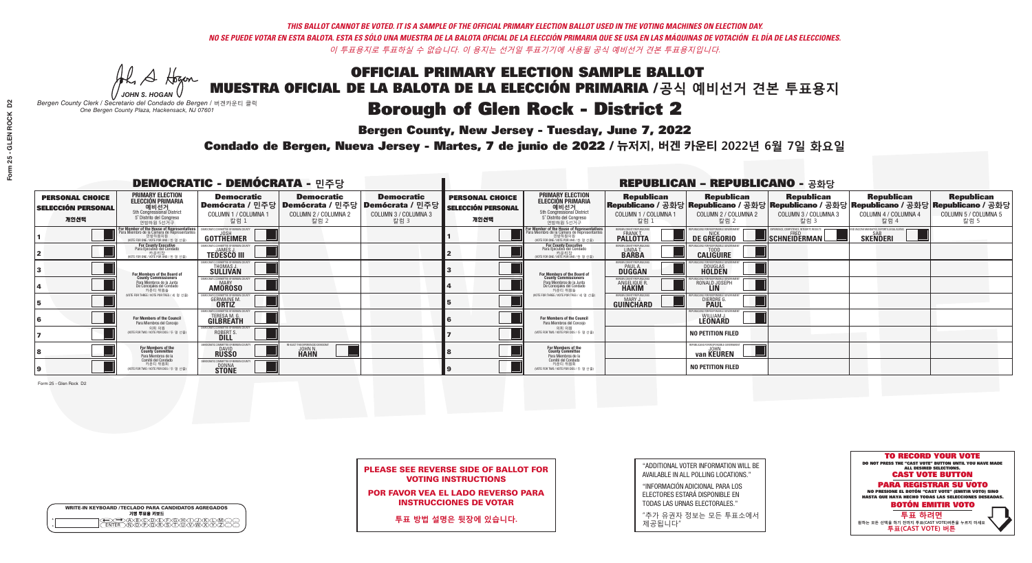*THIS BALLOT CANNOT BE VOTED. IT IS A SAMPLE OF THE OFFICIAL PRIMARY ELECTION BALLOT USED IN THE VOTING MACHINES ON ELECTION DAY.*
*NO SE PUEDE VOTAR EN ESTA BALOTA. ESTA ES SÓLO UNA MUESTRA DE LA BALOTA OFICIAL DE LA ELECCIÓN PRIMARIA QUE SE USA EN LAS MÁQUINAS DE VOTACIÓN EL DÍA DE LAS ELECCIONES.*
*이 투표용지로 투표하실 수 없습니다. 이 용지는 선거일 투표기기에 사용될 공식 예비선거 견본 투표용지입니다.*

JOHN S. HOGAN
*Bergen County Clerk / Secretario del Condado de Bergen / 버겐카운티 클럭*
*One Bergen County Plaza, Hackensack, NJ 07601*

# OFFICIAL PRIMARY ELECTION SAMPLE BALLOT
# MUESTRA OFICIAL DE LA BALOTA DE LA ELECCIÓN PRIMARIA /공식 예비선거 견본 투표용지

## Borough of Glen Rock - District 2

**Bergen County, New Jersey - Tuesday, June 7, 2022**

**Condado de Bergen, Nueva Jersey - Martes, 7 de junio de 2022 / 뉴저지, 버겐 카운티 2022년 6월 7일 화요일**

### DEMOCRATIC - DEMÓCRATA - 민주당

| PERSONAL CHOICE / SELECCIÓN PERSONAL / 개인선택 | PRIMARY ELECTION / ELECCIÓN PRIMARIA / 예비선거 | Democratic / Demócrata / 민주당 COLUMN 1 / COLUMNA 1 / 칼럼 1 | Democratic / Demócrata / 민주당 COLUMN 2 / COLUMNA 2 / 칼럼 2 | Democratic / Demócrata / 민주당 COLUMN 3 / COLUMNA 3 / 칼럼 3 |
|---|---|---|---|---|
| 1 | For Member of the House of Representatives / Para Miembro de la Cámara de Representantes / 연방하원의원 (5th Congressional District) (VOTE FOR ONE / VOTE POR UNO / 한 명 선출) | JOSH GOTTHEIMER | | |
| 2 | For County Executive / Para Ejecutivo del Condado / 카운티장 (VOTE FOR ONE / VOTE POR UNO / 한 명 선출) | JAMES J. TEDESCO III | | |
| 3 | For Members of the Board of County Commissioners / Para Miembros de la Junta De Concejales del Condado / 카운티 위원들 (VOTE FOR THREE / VOTE POR TRES / 세 명 선출) | THOMAS J. SULLIVAN | | |
| 4 | | MARY AMOROSO | | |
| 5 | | GERMAINE M. ORTIZ | | |
| 6 | For Members of the Council / Para Miembros del Concejo / 의회 의원 (VOTE FOR TWO / VOTE POR DOS / 두 명 선출) | TERESA M. G. GILBREATH | | |
| 7 | | ROBERT S. DILL | | |
| 8 | For Members of the County Committee / Para Miembros de la Comité del Condado / 카운티 위원회 (VOTE FOR TWO / VOTE POR DOS / 두 명 선출) | DAVID RUSSO | JOHN N. HAHN | |
| 9 | | DONNA STONE | | |

### REPUBLICAN - REPUBLICANO - 공화당

| PERSONAL CHOICE / SELECCIÓN PERSONAL / 개인선택 | PRIMARY ELECTION / ELECCIÓN PRIMARIA / 예비선거 | Republican / Republicano / 공화당 COLUMN 1 / COLUMNA 1 / 칼럼 1 | Republican / Republicano / 공화당 COLUMN 2 / COLUMNA 2 / 칼럼 2 | Republican / Republicano / 공화당 COLUMN 3 / COLUMNA 3 / 칼럼 3 | Republican / Republicano / 공화당 COLUMN 4 / COLUMNA 4 / 칼럼 4 | Republican / Republicano / 공화당 COLUMN 5 / COLUMNA 5 / 칼럼 5 |
|---|---|---|---|---|---|---|
| 1 | For Member of the House of Representatives / Para Miembro de la Cámara de Representantes / 연방하원의원 (5th Congressional District) (VOTE FOR ONE / VOTE POR UNO / 한 명 선출) | FRANK T. PALLOTTA | NICK DE GREGORIO | FRED SCHNEIDERMAN | SAB SKENDERI | |
| 2 | For County Executive / Para Ejecutivo del Condado / 카운티장 (VOTE FOR ONE / VOTE POR UNO / 한 명 선출) | LINDA T. BARBA | TODD CALIGUIRE | | | |
| 3 | For Members of the Board of County Commissioners / Para Miembros de la Junta De Concejales del Condado / 카운티 위원들 (VOTE FOR THREE / VOTE POR TRES / 세 명 선출) | PAUL A. DUGGAN | DOUGLAS HOLDEN | | | |
| 4 | | ANGELIQUE R. HAKIM | RONALD JOSEPH LIN | | | |
| 5 | | MARY J. GUINCHARD | DIERDRE G. PAUL | | | |
| 6 | For Members of the Council / Para Miembros del Concejo / 의회 의원 (VOTE FOR TWO / VOTE POR DOS / 두 명 선출) | | WILLIAM J. LEONARD | | | |
| 7 | | | NO PETITION FILED | | | |
| 8 | For Members of the County Committee / Para Miembros de la Comité del Condado / 카운티 위원회 (VOTE FOR TWO / VOTE POR DOS / 두 명 선출) | | JOHN van KEUREN | | | |
| 9 | | | NO PETITION FILED | | | |

**PLEASE SEE REVERSE SIDE OF BALLOT FOR VOTING INSTRUCTIONS**

**POR FAVOR VEA EL LADO REVERSO PARA INSTRUCCIONES DE VOTAR**

**투표 방법 설명은 뒷장에 있습니다.**

"ADDITIONAL VOTER INFORMATION WILL BE AVAILABLE IN ALL POLLING LOCATIONS."

"INFORMACIÓN ADICIONAL PARA LOS ELECTORES ESTARÁ DISPONIBLE EN TODAS LAS URNAS ELECTORALES."

"추가 유권자 정보는 모든 투표소에서 제공됩니다"

**TO RECORD YOUR VOTE**
DO NOT PRESS THE "CAST VOTE" BUTTON UNTIL YOU HAVE MADE ALL DESIRED SELECTIONS.
**CAST VOTE BUTTON**
**PARA REGISTRAR SU VOTO**
NO PRESIONE EL BOTÓN "CAST VOTE" (EMITIR VOTO) SINO HASTA QUE HAYA HECHO TODAS LAS SELECCIONES DESEADAS.
**BOTÓN EMITIR VOTO**
**투표 하려면**
원하는 모든 선택을 하기 전까지 투표(CAST VOTE)버튼을 누르지 마세요
**투표(CAST VOTE) 버튼**

WRITE-IN KEYBOARD /TECLADO PARA CANDIDATOS AGREGADOS
기명 투표용 키보드

Form 25 - Glen Rock D2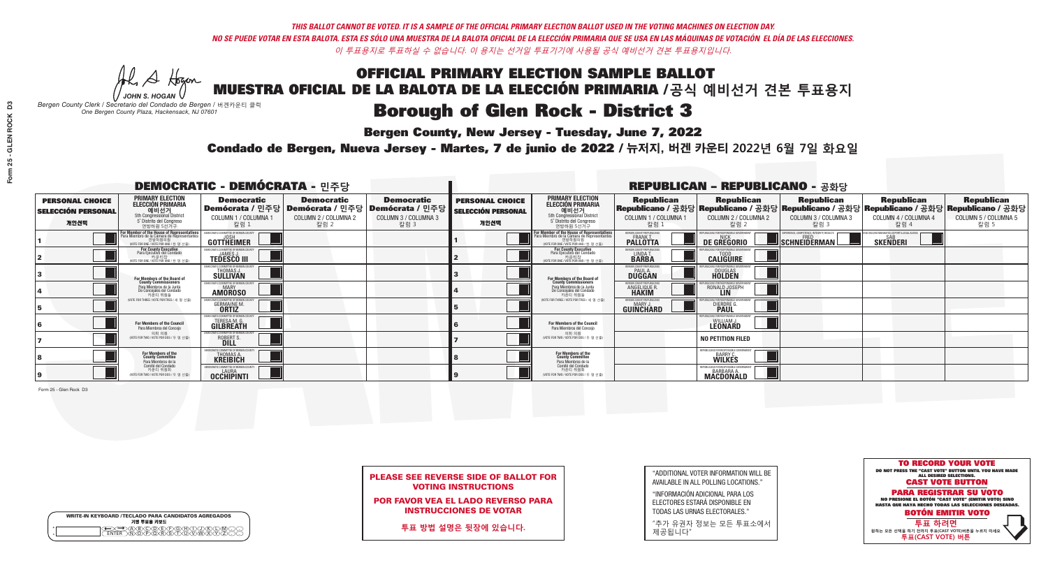*THIS BALLOT CANNOT BE VOTED. IT IS A SAMPLE OF THE OFFICIAL PRIMARY ELECTION BALLOT USED IN THE VOTING MACHINES ON ELECTION DAY.*
*NO SE PUEDE VOTAR EN ESTA BALOTA. ESTA ES SÓLO UNA MUESTRA DE LA BALOTA OFICIAL DE LA ELECCIÓN PRIMARIA QUE SE USA EN LAS MÁQUINAS DE VOTACIÓN EL DÍA DE LAS ELECCIONES.*
*이 투표용지로 투표하실 수 없습니다. 이 용지는 선거일 투표기기에 사용될 공식 예비선거 견본 투표용지입니다.*

JOHN S. HOGAN
*Bergen County Clerk / Secretario del Condado de Bergen / 버겐카운티 클럭*
*One Bergen County Plaza, Hackensack, NJ 07601*

# OFFICIAL PRIMARY ELECTION SAMPLE BALLOT
# MUESTRA OFICIAL DE LA BALOTA DE LA ELECCIÓN PRIMARIA /공식 예비선거 견본 투표용지

## Borough of Glen Rock - District 3

**Bergen County, New Jersey - Tuesday, June 7, 2022**

**Condado de Bergen, Nueva Jersey - Martes, 7 de junio de 2022 / 뉴저지, 버겐 카운티 2022년 6월 7일 화요일**

### DEMOCRATIC - DEMÓCRATA - 민주당

| PERSONAL CHOICE / SELECCIÓN PERSONAL / 개인선택 | PRIMARY ELECTION / ELECCIÓN PRIMARIA / 예비선거 | Democratic / Demócrata / 민주당 COLUMN 1 / COLUMNA 1 / 칼럼 1 | Democratic / Demócrata / 민주당 COLUMN 2 / COLUMNA 2 / 칼럼 2 | Democratic / Demócrata / 민주당 COLUMN 3 / COLUMNA 3 / 칼럼 3 |
|---|---|---|---|---|
| 1 | For Member of the House of Representatives / Para Miembro de la Cámara de Representantes / 연방하원의원 (5th Congressional District) (VOTE FOR ONE / VOTE POR UNO / 한 명 선출) | JOSH GOTTHEIMER | | |
| 2 | For County Executive / Para Ejecutivo del Condado / 카운티장 (VOTE FOR ONE / VOTE POR UNO / 한 명 선출) | JAMES J. TEDESCO III | | |
| 3 | For Members of the Board of County Commissioners / Para Miembros de la Junta De Concejales del Condado / 카운티 위원들 (VOTE FOR THREE / VOTE POR TRES / 세 명 선출) | THOMAS J. SULLIVAN | | |
| 4 | | MARY AMOROSO | | |
| 5 | | GERMAINE M. ORTIZ | | |
| 6 | For Members of the Council / Para Miembros del Concejo / 의회 의원 (VOTE FOR TWO / VOTE POR DOS / 두 명 선출) | TERESA M. G. GILBREATH | | |
| 7 | | ROBERT S. DILL | | |
| 8 | For Members of the County Committee / Para Miembros de la Comité del Condado / 카운티 위원회 (VOTE FOR TWO / VOTE POR DOS / 두 명 선출) | THOMAS A. KREIBICH | | |
| 9 | | LAURA OCCHIPINTI | | |

### REPUBLICAN - REPUBLICANO - 공화당

| PERSONAL CHOICE / SELECCIÓN PERSONAL / 개인선택 | PRIMARY ELECTION / ELECCIÓN PRIMARIA / 예비선거 | Republican / Republicano / 공화당 COLUMN 1 / COLUMNA 1 / 칼럼 1 | Republican / Republicano / 공화당 COLUMN 2 / COLUMNA 2 / 칼럼 2 | Republican / Republicano / 공화당 COLUMN 3 / COLUMNA 3 / 칼럼 3 | Republican / Republicano / 공화당 COLUMN 4 / COLUMNA 4 / 칼럼 4 | Republican / Republicano / 공화당 COLUMN 5 / COLUMNA 5 / 칼럼 5 |
|---|---|---|---|---|---|---|
| 1 | For Member of the House of Representatives / Para Miembro de la Cámara de Representantes / 연방하원의원 (5th Congressional District) (VOTE FOR ONE / VOTE POR UNO / 한 명 선출) | FRANK T. PALLOTTA | NICK DE GREGORIO | FRED SCHNEIDERMAN | SAB SKENDERI | |
| 2 | For County Executive / Para Ejecutivo del Condado / 카운티장 (VOTE FOR ONE / VOTE POR UNO / 한 명 선출) | LINDA T. BARBA | TODD CALIGUIRE | | | |
| 3 | For Members of the Board of County Commissioners / Para Miembros de la Junta De Concejales del Condado / 카운티 위원들 (VOTE FOR THREE / VOTE POR TRES / 세 명 선출) | PAUL A. DUGGAN | DOUGLAS HOLDEN | | | |
| 4 | | ANGELIQUE R. HAKIM | RONALD JOSEPH LIN | | | |
| 5 | | MARY J. GUINCHARD | DIERDRE G. PAUL | | | |
| 6 | For Members of the Council / Para Miembros del Concejo / 의회 의원 (VOTE FOR TWO / VOTE POR DOS / 두 명 선출) | | WILLIAM J. LEONARD | | | |
| 7 | | | NO PETITION FILED | | | |
| 8 | For Members of the County Committee / Para Miembros de la Comité del Condado / 카운티 위원회 (VOTE FOR TWO / VOTE POR DOS / 두 명 선출) | | BARRY C. WILKES | | | |
| 9 | | | BARBARA A. MACDONALD | | | |

Form 25 - Glen Rock D3

**PLEASE SEE REVERSE SIDE OF BALLOT FOR VOTING INSTRUCTIONS**

**POR FAVOR VEA EL LADO REVERSO PARA INSTRUCCIONES DE VOTAR**

**투표 방법 설명은 뒷장에 있습니다.**

"ADDITIONAL VOTER INFORMATION WILL BE AVAILABLE IN ALL POLLING LOCATIONS."

"INFORMACIÓN ADICIONAL PARA LOS ELECTORES ESTARÁ DISPONIBLE EN TODAS LAS URNAS ELECTORALES."

"추가 유권자 정보는 모든 투표소에서 제공됩니다"

WRITE-IN KEYBOARD /TECLADO PARA CANDIDATOS AGREGADOS
기명 투표용 키보드

**TO RECORD YOUR VOTE**
DO NOT PRESS THE "CAST VOTE" BUTTON UNTIL YOU HAVE MADE ALL DESIRED SELECTIONS.
**CAST VOTE BUTTON**

**PARA REGISTRAR SU VOTO**
NO PRESIONE EL BOTÓN "CAST VOTE" (EMITIR VOTO) SINO HASTA QUE HAYA HECHO TODAS LAS SELECCIONES DESEADAS.
**BOTÓN EMITIR VOTO**

**투표 하려면**
원하는 모든 선택을 하기 전까지 투표(CAST VOTE)버튼을 누르지 마세요.
**투표(CAST VOTE) 버튼**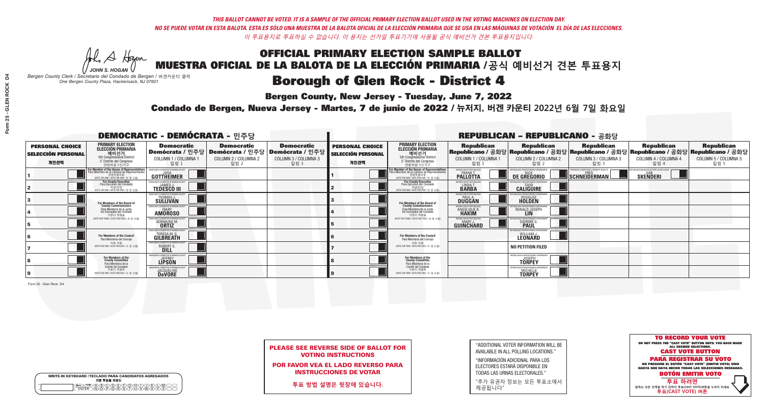*THIS BALLOT CANNOT BE VOTED. IT IS A SAMPLE OF THE OFFICIAL PRIMARY ELECTION BALLOT USED IN THE VOTING MACHINES ON ELECTION DAY.*
*NO SE PUEDE VOTAR EN ESTA BALOTA. ESTA ES SÓLO UNA MUESTRA DE LA BALOTA OFICIAL DE LA ELECCIÓN PRIMARIA QUE SE USA EN LAS MÁQUINAS DE VOTACIÓN EL DÍA DE LAS ELECCIONES.*
*이 투표용지로 투표하실 수 없습니다. 이 용지는 선거일 투표기기에 사용될 공식 예비선거 견본 투표용지입니다.*

JOHN S. HOGAN
*Bergen County Clerk / Secretario del Condado de Bergen / 버겐카운티 클럭*
*One Bergen County Plaza, Hackensack, NJ 07601*

# OFFICIAL PRIMARY ELECTION SAMPLE BALLOT
# MUESTRA OFICIAL DE LA BALOTA DE LA ELECCIÓN PRIMARIA /공식 예비선거 견본 투표용지

## Borough of Glen Rock - District 4

**Bergen County, New Jersey - Tuesday, June 7, 2022**

**Condado de Bergen, Nueva Jersey - Martes, 7 de junio de 2022 / 뉴저지, 버겐 카운티 2022년 6월 7일 화요일**

### DEMOCRATIC - DEMÓCRATA - 민주당

| PERSONAL CHOICE / SELECCIÓN PERSONAL / 개인선택 | PRIMARY ELECTION / ELECCIÓN PRIMARIA / 예비선거 | Democratic / Demócrata / 민주당 COLUMN 1 / COLUMNA 1 / 칼럼 1 | Democratic / Demócrata / 민주당 COLUMN 2 / COLUMNA 2 / 칼럼 2 | Democratic / Demócrata / 민주당 COLUMN 3 / COLUMNA 3 / 칼럼 3 |
|---|---|---|---|---|
| 1 | For Member of the House of Representatives / Para Miembro de la Cámara de Representantes / 연방하원의원 (5th Congressional District / 5° Distrito del Congreso / 연방하원 5선거구) (VOTE FOR ONE / VOTE POR UNO / 한 명 선출) | JOSH GOTTHEIMER | | |
| 2 | For County Executive / Para Ejecutivo del Condado / 카운티장 (VOTE FOR ONE / VOTE POR UNO / 한 명 선출) | JAMES J. TEDESCO III | | |
| 3 | For Members of the Board of County Commissioners / Para Miembros de la Junta De Concejales del Condado / 카운티 위원들 (VOTE FOR THREE / VOTE POR TRES / 세 명 선출) | THOMAS J. SULLIVAN | | |
| 4 | | MARY AMOROSO | | |
| 5 | | GERMAINE M. ORTIZ | | |
| 6 | For Members of the Council / Para Miembros del Concejo / 의회 의원 (VOTE FOR TWO / VOTE POR DOS / 두 명 선출) | TERESA M. G. GILBREATH | | |
| 7 | | ROBERT S. DILL | | |
| 8 | For Members of the County Committee / Para Miembros de la Comité del Condado / 카운티 위원회 (VOTE FOR TWO / VOTE POR DOS / 두 명 선출) | JEFFREY LIPSON | | |
| 9 | | JACQUELINE DeVORE | | |

### REPUBLICAN - REPUBLICANO - 공화당

| PERSONAL CHOICE / SELECCIÓN PERSONAL / 개인선택 | PRIMARY ELECTION / ELECCIÓN PRIMARIA / 예비선거 | Republican / Republicano / 공화당 COLUMN 1 / COLUMNA 1 / 칼럼 1 | Republican / Republicano / 공화당 COLUMN 2 / COLUMNA 2 / 칼럼 2 | Republican / Republicano / 공화당 COLUMN 3 / COLUMNA 3 / 칼럼 3 | Republican / Republicano / 공화당 COLUMN 4 / COLUMNA 4 / 칼럼 4 | Republican / Republicano / 공화당 COLUMN 5 / COLUMNA 5 / 칼럼 5 |
|---|---|---|---|---|---|---|
| 1 | For Member of the House of Representatives / Para Miembro de la Cámara de Representantes / 연방하원의원 (5th Congressional District / 5° Distrito del Congreso / 연방하원 5선거구) (VOTE FOR ONE / VOTE POR UNO / 한 명 선출) | FRANK T. PALLOTTA | NICK DE GREGORIO | FRED SCHNEIDERMAN | SAB SKENDERI | |
| 2 | For County Executive / Para Ejecutivo del Condado / 카운티장 (VOTE FOR ONE / VOTE POR UNO / 한 명 선출) | LINDA T. BARBA | TODD CALIGUIRE | | | |
| 3 | For Members of the Board of County Commissioners / Para Miembros de la Junta De Concejales del Condado / 카운티 위원들 (VOTE FOR THREE / VOTE POR TRES / 세 명 선출) | PAUL A. DUGGAN | DOUGLAS HOLDEN | | | |
| 4 | | ANGELIQUE R. HAKIM | RONALD JOSEPH LIN | | | |
| 5 | | MARY J. GUINCHARD | DIERDRE G. PAUL | | | |
| 6 | For Members of the Council / Para Miembros del Concejo / 의회 의원 (VOTE FOR TWO / VOTE POR DOS / 두 명 선출) | | WILLIAM J. LEONARD | | | |
| 7 | | | NO PETITION FILED | | | |
| 8 | For Members of the County Committee / Para Miembros de la Comité del Condado / 카운티 위원회 (VOTE FOR TWO / VOTE POR DOS / 두 명 선출) | | JOSEPH TORPEY | | | |
| 9 | | | MICHELLE TORPEY | | | |

Form 25 - Glen Rock D4

**PLEASE SEE REVERSE SIDE OF BALLOT FOR VOTING INSTRUCTIONS**

**POR FAVOR VEA EL LADO REVERSO PARA INSTRUCCIONES DE VOTAR**

**투표 방법 설명은 뒷장에 있습니다.**

"ADDITIONAL VOTER INFORMATION WILL BE AVAILABLE IN ALL POLLING LOCATIONS."

"INFORMACIÓN ADICIONAL PARA LOS ELECTORES ESTARÁ DISPONIBLE EN TODAS LAS URNAS ELECTORALES."

"추가 유권자 정보는 모든 투표소에서 제공됩니다"

WRITE-IN KEYBOARD /TECLADO PARA CANDIDATOS AGREGADOS
기명 투표용 키보드

**TO RECORD YOUR VOTE**
DO NOT PRESS THE "CAST VOTE" BUTTON UNTIL YOU HAVE MADE ALL DESIRED SELECTIONS.
**CAST VOTE BUTTON**

**PARA REGISTRAR SU VOTO**
NO PRESIONE EL BOTÓN "CAST VOTE" (EMITIR VOTO) SINO HASTA QUE HAYA HECHO TODAS LAS SELECCIONES DESEADAS.
**BOTÓN EMITIR VOTO**

**투표 하려면**
원하는 모든 선택을 하기 전까지 투표(CAST VOTE)버튼을 누르지 마세요
**투표(CAST VOTE) 버튼**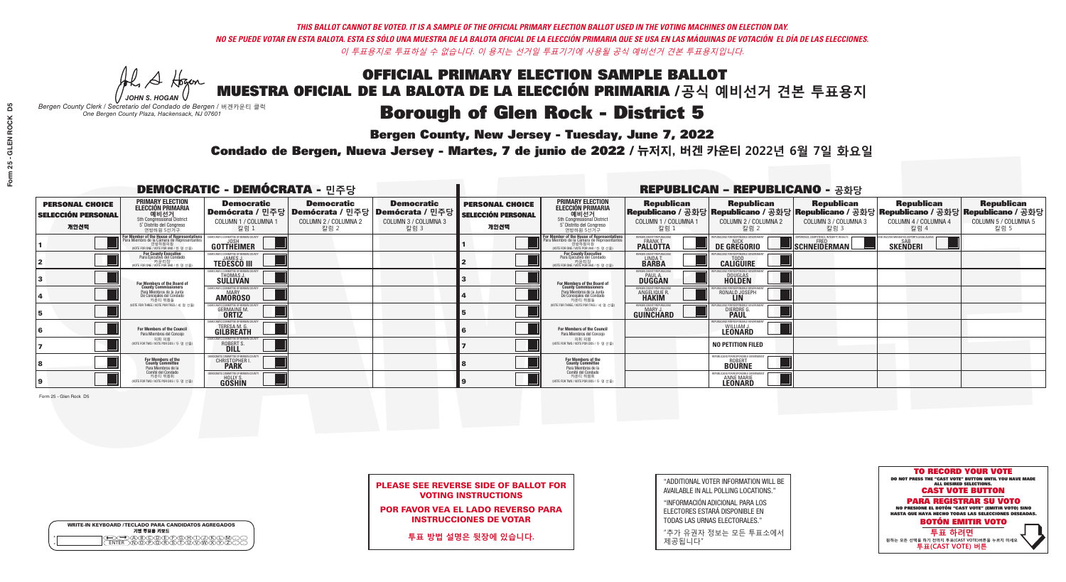*THIS BALLOT CANNOT BE VOTED. IT IS A SAMPLE OF THE OFFICIAL PRIMARY ELECTION BALLOT USED IN THE VOTING MACHINES ON ELECTION DAY.*
*NO SE PUEDE VOTAR EN ESTA BALOTA. ESTA ES SÓLO UNA MUESTRA DE LA BALOTA OFICIAL DE LA ELECCIÓN PRIMARIA QUE SE USA EN LAS MÁQUINAS DE VOTACIÓN EL DÍA DE LAS ELECCIONES.*
*이 투표용지로 투표하실 수 없습니다. 이 용지는 선거일 투표기기에 사용될 공식 예비선거 견본 투표용지입니다.*

JOHN S. HOGAN
*Bergen County Clerk / Secretario del Condado de Bergen / 버겐카운티 클럭*
*One Bergen County Plaza, Hackensack, NJ 07601*

# OFFICIAL PRIMARY ELECTION SAMPLE BALLOT
# MUESTRA OFICIAL DE LA BALOTA DE LA ELECCIÓN PRIMARIA / 공식 예비선거 견본 투표용지
# Borough of Glen Rock - District 5

**Bergen County, New Jersey - Tuesday, June 7, 2022**

**Condado de Bergen, Nueva Jersey - Martes, 7 de junio de 2022 / 뉴저지, 버겐 카운티 2022년 6월 7일 화요일**

## DEMOCRATIC - DEMÓCRATA - 민주당

| PERSONAL CHOICE / SELECCIÓN PERSONAL / 개인선택 | PRIMARY ELECTION / ELECCIÓN PRIMARIA / 예비선거 (5th Congressional District / 5° Distrito del Congreso / 연방하원 5선거구) | Democratic / Demócrata / 민주당 COLUMN 1 / COLUMNA 1 / 칼럼 1 | Democratic / Demócrata / 민주당 COLUMN 2 / COLUMNA 2 / 칼럼 2 | Democratic / Demócrata / 민주당 COLUMN 3 / COLUMNA 3 / 칼럼 3 |
|---|---|---|---|---|
| 1 | For Member of the House of Representatives / Para Miembro de la Cámara de Representantes / 연방하원의원 (VOTE FOR ONE / VOTE POR UNO / 한 명 선출) | JOSH GOTTHEIMER | | |
| 2 | For County Executive / Para Ejecutivo del Condado / 카운티장 (VOTE FOR ONE / VOTE POR UNO / 한 명 선출) | JAMES J. TEDESCO III | | |
| 3 | For Members of the Board of County Commissioners / Para Miembros de la Junta De Concejales del Condado / 카운티 위원들 (VOTE FOR THREE / VOTE POR TRES / 세 명 선출) | THOMAS J. SULLIVAN | | |
| 4 | | MARY AMOROSO | | |
| 5 | | GERMAINE M. ORTIZ | | |
| 6 | For Members of the Council / Para Miembros del Concejo / 의회 의원 (VOTE FOR TWO / VOTE POR DOS / 두 명 선출) | TERESA M. G. GILBREATH | | |
| 7 | | ROBERT S. DILL | | |
| 8 | For Members of the County Committee / Para Miembros de la Comité del Condado / 카운티 위원회 (VOTE FOR TWO / VOTE POR DOS / 두 명 선출) | CHRISTOPHER I. PARK | | |
| 9 | | HOLLY S. GOSHIN | | |

## REPUBLICAN - REPUBLICANO - 공화당

| PERSONAL CHOICE / SELECCIÓN PERSONAL / 개인선택 | PRIMARY ELECTION / ELECCIÓN PRIMARIA / 예비선거 (5th Congressional District / 5° Distrito del Congreso / 연방하원 5선거구) | Republican / Republicano / 공화당 COLUMN 1 / COLUMNA 1 / 칼럼 1 | Republican / Republicano / 공화당 COLUMN 2 / COLUMNA 2 / 칼럼 2 | Republican / Republicano / 공화당 COLUMN 3 / COLUMNA 3 / 칼럼 3 | Republican / Republicano / 공화당 COLUMN 4 / COLUMNA 4 / 칼럼 4 | Republican / Republicano / 공화당 COLUMN 5 / COLUMNA 5 / 칼럼 5 |
|---|---|---|---|---|---|---|
| 1 | For Member of the House of Representatives / Para Miembro de la Cámara de Representantes / 연방하원의원 (VOTE FOR ONE / VOTE POR UNO / 한 명 선출) | FRANK T. PALLOTTA | NICK DE GREGORIO | FRED SCHNEIDERMAN | SAB SKENDERI | |
| 2 | For County Executive / Para Ejecutivo del Condado / 카운티장 (VOTE FOR ONE / VOTE POR UNO / 한 명 선출) | LINDA T. BARBA | TODD CALIGUIRE | | | |
| 3 | For Members of the Board of County Commissioners / Para Miembros de la Junta De Concejales del Condado / 카운티 위원들 (VOTE FOR THREE / VOTE POR TRES / 세 명 선출) | PAUL A. DUGGAN | DOUGLAS HOLDEN | | | |
| 4 | | ANGELIQUE R. HAKIM | RONALD JOSEPH LIN | | | |
| 5 | | MARY J. GUINCHARD | DIERDRE G. PAUL | | | |
| 6 | For Members of the Council / Para Miembros del Concejo / 의회 의원 (VOTE FOR TWO / VOTE POR DOS / 두 명 선출) | | WILLIAM J. LEONARD | | | |
| 7 | | | NO PETITION FILED | | | |
| 8 | For Members of the County Committee / Para Miembros de la Comité del Condado / 카운티 위원회 (VOTE FOR TWO / VOTE POR DOS / 두 명 선출) | | ROBERT BOURNE | | | |
| 9 | | | ANNE MARIE LEONARD | | | |

Form 25 - Glen Rock D5

**PLEASE SEE REVERSE SIDE OF BALLOT FOR VOTING INSTRUCTIONS**

**POR FAVOR VEA EL LADO REVERSO PARA INSTRUCCIONES DE VOTAR**

**투표 방법 설명은 뒷장에 있습니다.**

"ADDITIONAL VOTER INFORMATION WILL BE AVAILABLE IN ALL POLLING LOCATIONS."

"INFORMACIÓN ADICIONAL PARA LOS ELECTORES ESTARÁ DISPONIBLE EN TODAS LAS URNAS ELECTORALES."

"추가 유권자 정보는 모든 투표소에서 제공됩니다"

WRITE-IN KEYBOARD /TECLADO PARA CANDIDATOS AGREGADOS / 기명 투표용 키보드

**TO RECORD YOUR VOTE**
DO NOT PRESS THE "CAST VOTE" BUTTON UNTIL YOU HAVE MADE ALL DESIRED SELECTIONS.
**CAST VOTE BUTTON**

**PARA REGISTRAR SU VOTO**
NO PRESIONE EL BOTÓN "CAST VOTE" (EMITIR VOTO) SINO HASTA QUE HAYA HECHO TODAS LAS SELECCIONES DESEADAS.
**BOTÓN EMITIR VOTO**

**투표 하려면**
원하는 모든 선택을 하기 전까지 투표(CAST VOTE) 버튼을 누르지 마세요.
**투표(CAST VOTE) 버튼**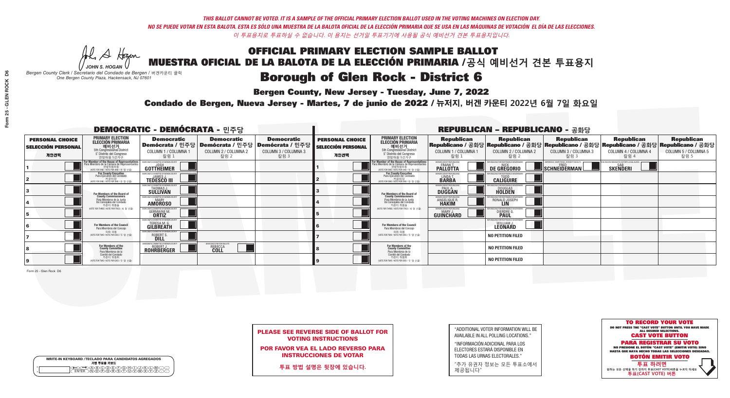*THIS BALLOT CANNOT BE VOTED. IT IS A SAMPLE OF THE OFFICIAL PRIMARY ELECTION BALLOT USED IN THE VOTING MACHINES ON ELECTION DAY.*

*NO SE PUEDE VOTAR EN ESTA BALOTA. ESTA ES SÓLO UNA MUESTRA DE LA BALOTA OFICIAL DE LA ELECCIÓN PRIMARIA QUE SE USA EN LAS MÁQUINAS DE VOTACIÓN EL DÍA DE LAS ELECCIONES.*

*이 투표용지로 투표하실 수 없습니다. 이 용지는 선거일 투표기기에 사용될 공식 예비선거 견본 투표용지입니다.*

JOHN S. HOGAN
*Bergen County Clerk / Secretario del Condado de Bergen / 버겐카운티 클럭*
*One Bergen County Plaza, Hackensack, NJ 07601*

# OFFICIAL PRIMARY ELECTION SAMPLE BALLOT
# MUESTRA OFICIAL DE LA BALOTA DE LA ELECCIÓN PRIMARIA /공식 예비선거 견본 투표용지

## Borough of Glen Rock - District 6

**Bergen County, New Jersey - Tuesday, June 7, 2022**

**Condado de Bergen, Nueva Jersey - Martes, 7 de junio de 2022 / 뉴저지, 버겐 카운티 2022년 6월 7일 화요일**

### DEMOCRATIC - DEMÓCRATA - 민주당

| PERSONAL CHOICE / SELECCIÓN PERSONAL / 개인선택 | PRIMARY ELECTION / ELECCIÓN PRIMARIA / 예비선거 / 5th Congressional District / 5° Distrito del Congreso / 연방하원 5선거구 | Democratic / Demócrata / 민주당 COLUMN 1 / COLUMNA 1 / 칼럼 1 | Democratic / Demócrata / 민주당 COLUMN 2 / COLUMNA 2 / 칼럼 2 | Democratic / Demócrata / 민주당 COLUMN 3 / COLUMNA 3 / 칼럼 3 |
|---|---|---|---|---|
| 1 | For Member of the House of Representatives / Para Miembro de la Cámara de Representantes / 연방하원의원 (VOTE FOR ONE / VOTE POR UNO / 한 명 선출) | JOSH GOTTHEIMER | | |
| 2 | For County Executive / Para Ejecutivo del Condado / 카운티장 (VOTE FOR ONE / VOTE POR UNO / 한 명 선출) | JAMES J. TEDESCO III | | |
| 3 | For Members of the Board of County Commissioners / Para Miembros de la Junta De Concejales del Condado / 카운티 위원들 (VOTE FOR THREE / VOTE POR TRES / 세 명 선출) | THOMAS J. SULLIVAN | | |
| 4 | | MARY AMOROSO | | |
| 5 | | GERMAINE M. ORTIZ | | |
| 6 | For Members of the Council / Para Miembros del Concejo / 의회 의원 (VOTE FOR TWO / VOTE POR DOS / 두 명 선출) | TERESA M. G. GILBREATH | | |
| 7 | | ROBERT S. DILL | | |
| 8 | For Members of the County Committee / Para Miembros de la Comité del Condado / 카운티 위원회 (VOTE FOR TWO / VOTE POR DOS / 두 명 선출) | ROBERT J. ROHRBERGER | REBECCA COLL | |
| 9 | | | | |

### REPUBLICAN - REPUBLICANO - 공화당

| PERSONAL CHOICE / SELECCIÓN PERSONAL / 개인선택 | PRIMARY ELECTION / ELECCIÓN PRIMARIA / 예비선거 / 5th Congressional District / 5° Distrito del Congreso / 연방하원 5선거구 | Republican / Republicano / 공화당 COLUMN 1 / COLUMNA 1 / 칼럼 1 | Republican / Republicano / 공화당 COLUMN 2 / COLUMNA 2 / 칼럼 2 | Republican / Republicano / 공화당 COLUMN 3 / COLUMNA 3 / 칼럼 3 | Republican / Republicano / 공화당 COLUMN 4 / COLUMNA 4 / 칼럼 4 | Republican / Republicano / 공화당 COLUMN 5 / COLUMNA 5 / 칼럼 5 |
|---|---|---|---|---|---|---|
| 1 | For Member of the House of Representatives / Para Miembro de la Cámara de Representantes / 연방하원의원 (VOTE FOR ONE / VOTE POR UNO / 한 명 선출) | FRANK T. PALLOTTA | NICK DE GREGORIO | FRED SCHNEIDERMAN | SAB SKENDERI | |
| 2 | For County Executive / Para Ejecutivo del Condado / 카운티장 (VOTE FOR ONE / VOTE POR UNO / 한 명 선출) | LINDA T. BARBA | TODD CALIGUIRE | | | |
| 3 | For Members of the Board of County Commissioners / Para Miembros de la Junta De Concejales del Condado / 카운티 위원들 (VOTE FOR THREE / VOTE POR TRES / 세 명 선출) | PAUL A. DUGGAN | DOUGLAS HOLDEN | | | |
| 4 | | ANGELIQUE R. HAKIM | RONALD JOSEPH LIN | | | |
| 5 | | MARY J. GUINCHARD | DIERDRE G. PAUL | | | |
| 6 | For Members of the Council / Para Miembros del Concejo / 의회 의원 (VOTE FOR TWO / VOTE POR DOS / 두 명 선출) | | WILLIAM J. LEONARD | | | |
| 7 | | | NO PETITION FILED | | | |
| 8 | For Members of the County Committee / Para Miembros de la Comité del Condado / 카운티 위원회 (VOTE FOR TWO / VOTE POR DOS / 두 명 선출) | | NO PETITION FILED | | | |
| 9 | | | NO PETITION FILED | | | |

Form 25 - Glen Rock D6

**PLEASE SEE REVERSE SIDE OF BALLOT FOR VOTING INSTRUCTIONS**

**POR FAVOR VEA EL LADO REVERSO PARA INSTRUCCIONES DE VOTAR**

**투표 방법 설명은 뒷장에 있습니다.**

"ADDITIONAL VOTER INFORMATION WILL BE AVAILABLE IN ALL POLLING LOCATIONS."

"INFORMACIÓN ADICIONAL PARA LOS ELECTORES ESTARÁ DISPONIBLE EN TODAS LAS URNAS ELECTORALES."

"추가 유권자 정보는 모든 투표소에서 제공됩니다"

WRITE-IN KEYBOARD /TECLADO PARA CANDIDATOS AGREGADOS
기명 투표용 키보드

**TO RECORD YOUR VOTE**
DO NOT PRESS THE "CAST VOTE" BUTTON UNTIL YOU HAVE MADE ALL DESIRED SELECTIONS.
**CAST VOTE BUTTON**

**PARA REGISTRAR SU VOTO**
NO PRESIONE EL BOTÓN "CAST VOTE" (EMITIR VOTO) SINO HASTA QUE HAYA HECHO TODAS LAS SELECCIONES DESEADAS.
**BOTÓN EMITIR VOTO**

**투표 하려면**
원하는 모든 선택을 하기 전까지 투표(CAST VOTE) 버튼을 누르지 마세요.
**투표(CAST VOTE) 버튼**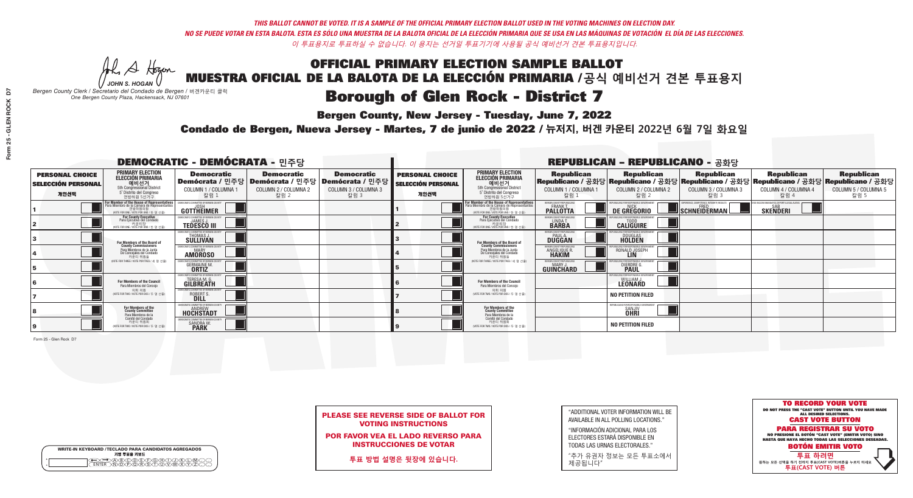*THIS BALLOT CANNOT BE VOTED. IT IS A SAMPLE OF THE OFFICIAL PRIMARY ELECTION BALLOT USED IN THE VOTING MACHINES ON ELECTION DAY.*
*NO SE PUEDE VOTAR EN ESTA BALOTA. ESTA ES SÓLO UNA MUESTRA DE LA BALOTA OFICIAL DE LA ELECCIÓN PRIMARIA QUE SE USA EN LAS MÁQUINAS DE VOTACIÓN EL DÍA DE LAS ELECCIONES.*
*이 투표용지로 투표하실 수 없습니다. 이 용지는 선거일 투표기기에 사용될 공식 예비선거 견본 투표용지입니다.*

JOHN S. HOGAN
*Bergen County Clerk / Secretario del Condado de Bergen / 버겐카운티 클럭*
*One Bergen County Plaza, Hackensack, NJ 07601*

# OFFICIAL PRIMARY ELECTION SAMPLE BALLOT
# MUESTRA OFICIAL DE LA BALOTA DE LA ELECCIÓN PRIMARIA /공식 예비선거 견본 투표용지

## Borough of Glen Rock - District 7

**Bergen County, New Jersey - Tuesday, June 7, 2022**

**Condado de Bergen, Nueva Jersey - Martes, 7 de junio de 2022 / 뉴저지, 버겐 카운티 2022년 6월 7일 화요일**

### DEMOCRATIC - DEMÓCRATA - 민주당

| PERSONAL CHOICE / SELECCIÓN PERSONAL / 개인선택 | PRIMARY ELECTION / ELECCIÓN PRIMARIA / 예비선거 | Democratic / Demócrata / 민주당 COLUMN 1 / COLUMNA 1 / 칼럼 1 | Democratic / Demócrata / 민주당 COLUMN 2 / COLUMNA 2 / 칼럼 2 | Democratic / Demócrata / 민주당 COLUMN 3 / COLUMNA 3 / 칼럼 3 |
|---|---|---|---|---|
| 1 | For Member of the House of Representatives / Para Miembro de la Cámara de Representantes / 연방하원의원 (5th Congressional District / 5° Distrito del Congreso / 연방하원 5선거구) (VOTE FOR ONE / VOTE POR UNO / 한 명 선출) | JOSH GOTTHEIMER | | |
| 2 | For County Executive / Para Ejecutivo del Condado / 카운티장 (VOTE FOR ONE / VOTE POR UNO / 한 명 선출) | JAMES J. TEDESCO III | | |
| 3 | For Members of the Board of County Commissioners / Para Miembros de la Junta De Concejales del Condado / 카운티 위원들 (VOTE FOR THREE / VOTE POR TRES / 세 명 선출) | THOMAS J. SULLIVAN | | |
| 4 | | MARY AMOROSO | | |
| 5 | | GERMAINE M. ORTIZ | | |
| 6 | For Members of the Council / Para Miembros del Concejo / 의회 의원 (VOTE FOR TWO / VOTE POR DOS / 두 명 선출) | TERESA M. G. GILBREATH | | |
| 7 | | ROBERT S. DILL | | |
| 8 | For Members of the County Committee / Para Miembros de la Comité del Condado / 카운티 위원회 (VOTE FOR TWO / VOTE POR DOS / 두 명 선출) | ANDREW HOCHSTADT | | |
| 9 | | SANDRA W. PARK | | |

### REPUBLICAN - REPUBLICANO - 공화당

| PERSONAL CHOICE / SELECCIÓN PERSONAL / 개인선택 | PRIMARY ELECTION / ELECCIÓN PRIMARIA / 예비선거 | Republican / Republicano / 공화당 COLUMN 1 / COLUMNA 1 / 칼럼 1 | Republican / Republicano / 공화당 COLUMN 2 / COLUMNA 2 / 칼럼 2 | Republican / Republicano / 공화당 COLUMN 3 / COLUMNA 3 / 칼럼 3 | Republican / Republicano / 공화당 COLUMN 4 / COLUMNA 4 / 칼럼 4 | Republican / Republicano / 공화당 COLUMN 5 / COLUMNA 5 / 칼럼 5 |
|---|---|---|---|---|---|---|
| 1 | For Member of the House of Representatives / Para Miembro de la Cámara de Representantes / 연방하원의원 (5th Congressional District / 5° Distrito del Congreso / 연방하원 5선거구) (VOTE FOR ONE / VOTE POR UNO / 한 명 선출) | FRANK T. PALLOTTA | NICK DE GREGORIO | FRED SCHNEIDERMAN | SAB SKENDERI | |
| 2 | For County Executive / Para Ejecutivo del Condado / 카운티장 (VOTE FOR ONE / VOTE POR UNO / 한 명 선출) | LINDA T. BARBA | TODD CALIGUIRE | | | |
| 3 | For Members of the Board of County Commissioners / Para Miembros de la Junta De Concejales del Condado / 카운티 위원들 (VOTE FOR THREE / VOTE POR TRES / 세 명 선출) | PAUL A. DUGGAN | DOUGLAS HOLDEN | | | |
| 4 | | ANGELIQUE R. HAKIM | RONALD JOSEPH LIN | | | |
| 5 | | MARY J. GUINCHARD | DIERDRE G. PAUL | | | |
| 6 | For Members of the Council / Para Miembros del Concejo / 의회 의원 (VOTE FOR TWO / VOTE POR DOS / 두 명 선출) | | WILLIAM J. LEONARD | | | |
| 7 | | | NO PETITION FILED | | | |
| 8 | For Members of the County Committee / Para Miembros de la Comité del Condado / 카운티 위원회 (VOTE FOR TWO / VOTE POR DOS / 두 명 선출) | | SANJIV OHRI | | | |
| 9 | | | NO PETITION FILED | | | |

Form 25 - Glen Rock D7

**PLEASE SEE REVERSE SIDE OF BALLOT FOR VOTING INSTRUCTIONS**

**POR FAVOR VEA EL LADO REVERSO PARA INSTRUCCIONES DE VOTAR**

**투표 방법 설명은 뒷장에 있습니다.**

"ADDITIONAL VOTER INFORMATION WILL BE AVAILABLE IN ALL POLLING LOCATIONS."

"INFORMACIÓN ADICIONAL PARA LOS ELECTORES ESTARÁ DISPONIBLE EN TODAS LAS URNAS ELECTORALES."

"추가 유권자 정보는 모든 투표소에서 제공됩니다"

**TO RECORD YOUR VOTE**
DO NOT PRESS THE "CAST VOTE" BUTTON UNTIL YOU HAVE MADE ALL DESIRED SELECTIONS.
**CAST VOTE BUTTON**
**PARA REGISTRAR SU VOTO**
NO PRESIONE EL BOTÓN "CAST VOTE" (EMITIR VOTO) SINO HASTA QUE HAYA HECHO TODAS LAS SELECCIONES DESEADAS.
**BOTÓN EMITIR VOTO**
**투표 하려면**
원하는 모든 선택을 하기 전까지 투표(CAST VOTE)버튼을 누르지 마세요.
**투표(CAST VOTE) 버튼**

WRITE-IN KEYBOARD /TECLADO PARA CANDIDATOS AGREGADOS
기명 투표용 키보드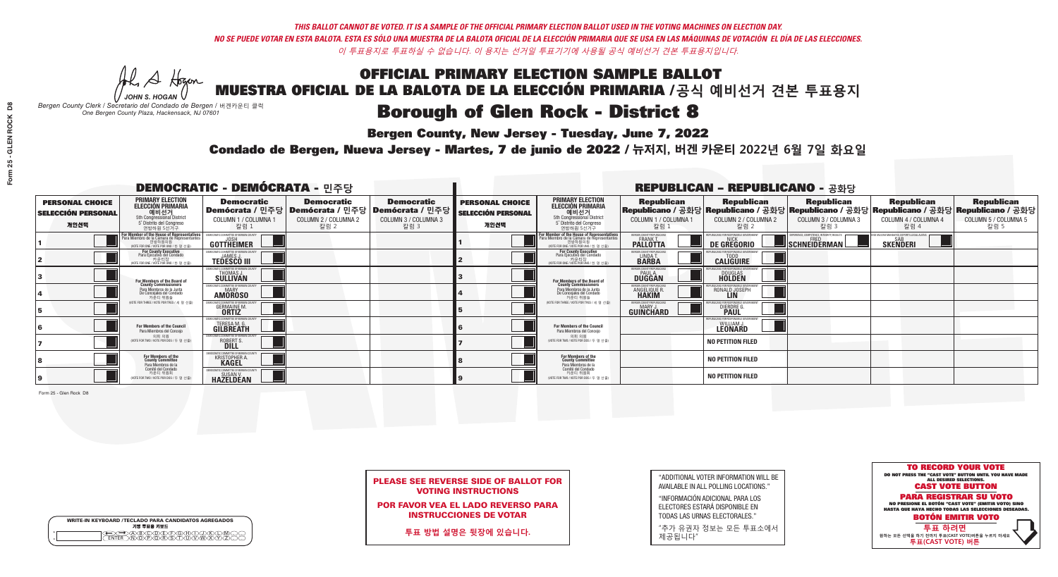THIS BALLOT CANNOT BE VOTED. IT IS A SAMPLE OF THE OFFICIAL PRIMARY ELECTION BALLOT USED IN THE VOTING MACHINES ON ELECTION DAY.
NO SE PUEDE VOTAR EN ESTA BALOTA. ESTA ES SÓLO UNA MUESTRA DE LA BALOTA OFICIAL DE LA ELECCIÓN PRIMARIA QUE SE USA EN LAS MÁQUINAS DE VOTACIÓN EL DÍA DE LAS ELECCIONES.
이 투표용지로 투표하실 수 없습니다. 이 용지는 선거일 투표기기에 사용될 공식 예비선거 견본 투표용지입니다.

JOHN S. HOGAN
*Bergen County Clerk / Secretario del Condado de Bergen / 버겐카운티 클럭*
*One Bergen County Plaza, Hackensack, NJ 07601*

# OFFICIAL PRIMARY ELECTION SAMPLE BALLOT
# MUESTRA OFICIAL DE LA BALOTA DE LA ELECCIÓN PRIMARIA /공식 예비선거 견본 투표용지
# Borough of Glen Rock - District 8

**Bergen County, New Jersey - Tuesday, June 7, 2022**

**Condado de Bergen, Nueva Jersey - Martes, 7 de junio de 2022 / 뉴저지, 버겐 카운티 2022년 6월 7일 화요일**

## DEMOCRATIC - DEMÓCRATA - 민주당

| PERSONAL CHOICE / SELECCIÓN PERSONAL / 개인선택 | PRIMARY ELECTION / ELECCIÓN PRIMARIA / 예비선거 (5th Congressional District / 5° Distrito del Congreso / 연방하원 5선거구) | Democratic / Demócrata / 민주당 COLUMN 1 / COLUMNA 1 / 칼럼 1 | Democratic / Demócrata / 민주당 COLUMN 2 / COLUMNA 2 / 칼럼 2 | Democratic / Demócrata / 민주당 COLUMN 3 / COLUMNA 3 / 칼럼 3 |
|---|---|---|---|---|
| 1 | For Member of the House of Representatives / Para Miembro de la Cámara de Representantes / 연방하원의원 (VOTE FOR ONE / VOTE POR UNO / 한 명 선출) | JOSH GOTTHEIMER (Democratic Committee of Bergen County) | | |
| 2 | For County Executive / Para Ejecutivo del Condado / 카운티장 (VOTE FOR ONE / VOTE POR UNO / 한 명 선출) | JAMES J. TEDESCO III (Democratic Committee of Bergen County) | | |
| 3 | For Members of the Board of County Commissioners / Para Miembros de la Junta De Concejales del Condado / 카운티 위원들 (VOTE FOR THREE / VOTE POR TRES / 세 명 선출) | THOMAS J. SULLIVAN (Democratic Committee of Bergen County) | | |
| 4 | | MARY AMOROSO (Democratic Committee of Bergen County) | | |
| 5 | | GERMAINE M. ORTIZ (Democratic Committee of Bergen County) | | |
| 6 | For Members of the Council / Para Miembros del Concejo / 의회 의원 (VOTE FOR TWO / VOTE POR DOS / 두 명 선출) | TERESA M. G. GILBREATH (Democratic Committee of Bergen County) | | |
| 7 | | ROBERT S. DILL (Democratic Committee of Bergen County) | | |
| 8 | For Members of the County Committee / Para Miembros de la Comité del Condado / 카운티 위원회 (VOTE FOR TWO / VOTE POR DOS / 두 명 선출) | KRISTOPHER A. KAGEL (Democratic Committee of Bergen County) | | |
| 9 | | SUSAN V. HAZELDEAN (Democratic Committee of Bergen County) | | |

## REPUBLICAN - REPUBLICANO - 공화당

| PERSONAL CHOICE / SELECCIÓN PERSONAL / 개인선택 | PRIMARY ELECTION / ELECCIÓN PRIMARIA / 예비선거 (5th Congressional District / 5° Distrito del Congreso / 연방하원 5선거구) | Republican / Republicano / 공화당 COLUMN 1 / COLUMNA 1 / 칼럼 1 | Republican / Republicano / 공화당 COLUMN 2 / COLUMNA 2 / 칼럼 2 | Republican / Republicano / 공화당 COLUMN 3 / COLUMNA 3 / 칼럼 3 | Republican / Republicano / 공화당 COLUMN 4 / COLUMNA 4 / 칼럼 4 | Republican / Republicano / 공화당 COLUMN 5 / COLUMNA 5 / 칼럼 5 |
|---|---|---|---|---|---|---|
| 1 | For Member of the House of Representatives / Para Miembro de la Cámara de Representantes / 연방하원의원 (VOTE FOR ONE / VOTE POR UNO / 한 명 선출) | FRANK T. PALLOTTA (Bergen County Republicans) | NICK DE GREGORIO (Republicans for Responsible Government) | FRED SCHNEIDERMAN (Experience, Competence, Integrity Results) | SAB SKENDERI (Stop Vaccine Mandates, Defund Illegal Aliens) | |
| 2 | For County Executive / Para Ejecutivo del Condado / 카운티장 (VOTE FOR ONE / VOTE POR UNO / 한 명 선출) | LINDA T. BARBA (Bergen County Republicans) | TODD CALIGUIRE (Republicans for Responsible Government) | | | |
| 3 | For Members of the Board of County Commissioners / Para Miembros de la Junta De Concejales del Condado / 카운티 위원들 (VOTE FOR THREE / VOTE POR TRES / 세 명 선출) | PAUL A. DUGGAN (Bergen County Republicans) | DOUGLAS HOLDEN (Republicans for Responsible Government) | | | |
| 4 | | ANGELIQUE R. HAKIM (Bergen County Republicans) | RONALD JOSEPH LIN (Republicans for Responsible Government) | | | |
| 5 | | MARY J. GUINCHARD (Bergen County Republicans) | DIERDRE G. PAUL (Republicans for Responsible Government) | | | |
| 6 | For Members of the Council / Para Miembros del Concejo / 의회 의원 (VOTE FOR TWO / VOTE POR DOS / 두 명 선출) | | WILLIAM J. LEONARD (Republicans for Responsible Government) | | | |
| 7 | | | NO PETITION FILED | | | |
| 8 | For Members of the County Committee / Para Miembros de la Comité del Condado / 카운티 위원회 (VOTE FOR TWO / VOTE POR DOS / 두 명 선출) | | NO PETITION FILED | | | |
| 9 | | | NO PETITION FILED | | | |

Form 25 - Glen Rock D8

WRITE-IN KEYBOARD /TECLADO PARA CANDIDATOS AGREGADOS
기명 투표용 키보드

**PLEASE SEE REVERSE SIDE OF BALLOT FOR VOTING INSTRUCTIONS**

**POR FAVOR VEA EL LADO REVERSO PARA INSTRUCCIONES DE VOTAR**

**투표 방법 설명은 뒷장에 있습니다.**

"ADDITIONAL VOTER INFORMATION WILL BE AVAILABLE IN ALL POLLING LOCATIONS."

"INFORMACIÓN ADICIONAL PARA LOS ELECTORES ESTARÁ DISPONIBLE EN TODAS LAS URNAS ELECTORALES."

"추가 유권자 정보는 모든 투표소에서 제공됩니다"

**TO RECORD YOUR VOTE**
DO NOT PRESS THE "CAST VOTE" BUTTON UNTIL YOU HAVE MADE ALL DESIRED SELECTIONS.
**CAST VOTE BUTTON**
**PARA REGISTRAR SU VOTO**
NO PRESIONE EL BOTÓN "CAST VOTE" (EMITIR VOTO) SINO HASTA QUE HAYA HECHO TODAS LAS SELECCIONES DESEADAS.
**BOTÓN EMITIR VOTO**
**투표 하려면**
원하는 모든 선택을 하기 전까지 투표(CAST VOTE)버튼을 누르지 마세요
**투표(CAST VOTE) 버튼**